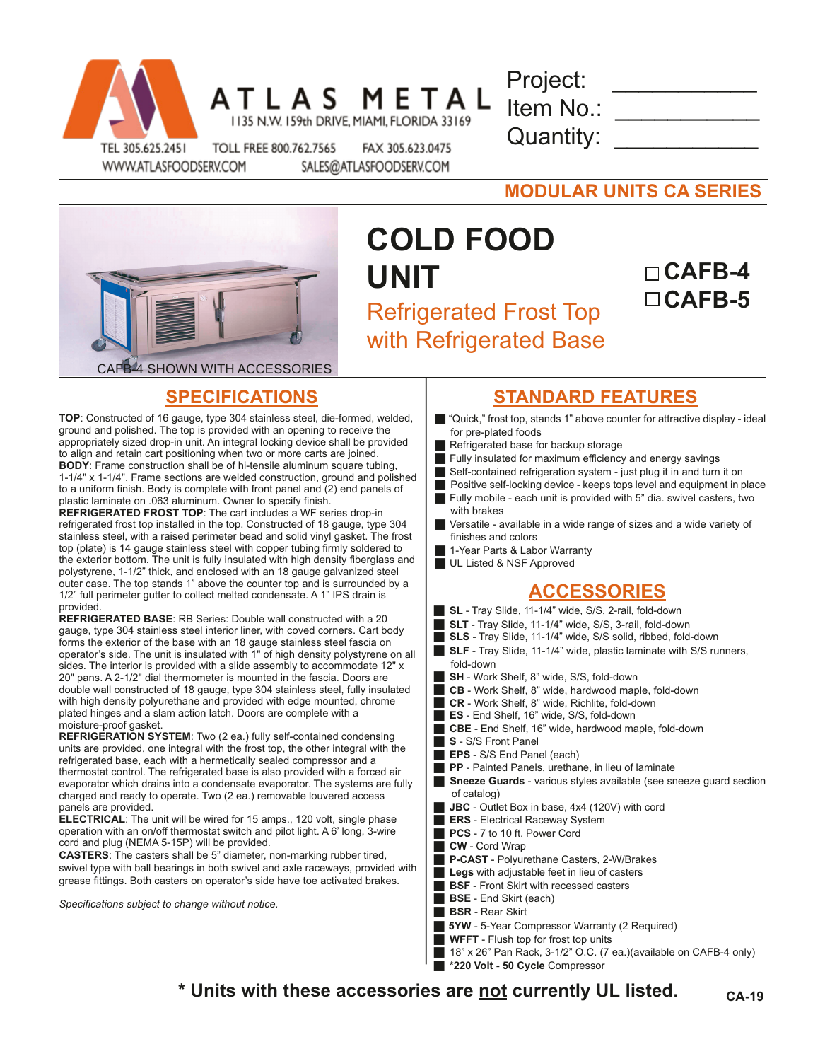# ATLAS METAL

1135 N.W. 159th DRIVE, MIAMI, FLORIDA 33169

TEL 305.625.2451 TOLL FREE 800.762.7565 FAX 305.623.0475
WWW.ATLASFOODSERV.COM SALES@ATLASFOODSERV.COM

Project: ___________
Item No.: ___________
Quantity: ___________

## MODULAR UNITS CA SERIES

CAFB-4 SHOWN WITH ACCESSORIES

# COLD FOOD UNIT

## Refrigerated Frost Top with Refrigerated Base

☐ **CAFB-4**
☐ **CAFB-5**

## SPECIFICATIONS

**TOP**: Constructed of 16 gauge, type 304 stainless steel, die-formed, welded, ground and polished. The top is provided with an opening to receive the appropriately sized drop-in unit. An integral locking device shall be provided to align and retain cart positioning when two or more carts are joined.

**BODY**: Frame construction shall be of hi-tensile aluminum square tubing, 1-1/4" x 1-1/4". Frame sections are welded construction, ground and polished to a uniform finish. Body is complete with front panel and (2) end panels of plastic laminate on .063 aluminum. Owner to specify finish.

**REFRIGERATED FROST TOP**: The cart includes a WF series drop-in refrigerated frost top installed in the top. Constructed of 18 gauge, type 304 stainless steel, with a raised perimeter bead and solid vinyl gasket. The frost top (plate) is 14 gauge stainless steel with copper tubing firmly soldered to the exterior bottom. The unit is fully insulated with high density fiberglass and polystyrene, 1-1/2" thick, and enclosed with an 18 gauge galvanized steel outer case. The top stands 1" above the counter top and is surrounded by a 1/2" full perimeter gutter to collect melted condensate. A 1" IPS drain is provided.

**REFRIGERATED BASE**: RB Series: Double wall constructed with a 20 gauge, type 304 stainless steel interior liner, with coved corners. Cart body forms the exterior of the base with an 18 gauge stainless steel fascia on operator's side. The unit is insulated with 1" of high density polystyrene on all sides. The interior is provided with a slide assembly to accommodate 12" x 20" pans. A 2-1/2" dial thermometer is mounted in the fascia. Doors are double wall constructed of 18 gauge, type 304 stainless steel, fully insulated with high density polyurethane and provided with edge mounted, chrome plated hinges and a slam action latch. Doors are complete with a moisture-proof gasket.

**REFRIGERATION SYSTEM**: Two (2 ea.) fully self-contained condensing units are provided, one integral with the frost top, the other integral with the refrigerated base, each with a hermetically sealed compressor and a thermostat control. The refrigerated base is also provided with a forced air evaporator which drains into a condensate evaporator. The systems are fully charged and ready to operate. Two (2 ea.) removable louvered access panels are provided.

**ELECTRICAL**: The unit will be wired for 15 amps., 120 volt, single phase operation with an on/off thermostat switch and pilot light. A 6' long, 3-wire cord and plug (NEMA 5-15P) will be provided.

**CASTERS**: The casters shall be 5" diameter, non-marking rubber tired, swivel type with ball bearings in both swivel and axle raceways, provided with grease fittings. Both casters on operator's side have toe activated brakes.

*Specifications subject to change without notice.*

## STANDARD FEATURES

- "Quick," frost top, stands 1" above counter for attractive display - ideal for pre-plated foods
- Refrigerated base for backup storage
- Fully insulated for maximum efficiency and energy savings
- Self-contained refrigeration system - just plug it in and turn it on
- Positive self-locking device - keeps tops level and equipment in place
- Fully mobile - each unit is provided with 5" dia. swivel casters, two with brakes
- Versatile - available in a wide range of sizes and a wide variety of finishes and colors
- 1-Year Parts & Labor Warranty
- UL Listed & NSF Approved

## ACCESSORIES

- **SL** - Tray Slide, 11-1/4" wide, S/S, 2-rail, fold-down
- **SLT** - Tray Slide, 11-1/4" wide, S/S, 3-rail, fold-down
- **SLS** - Tray Slide, 11-1/4" wide, S/S solid, ribbed, fold-down
- **SLF** - Tray Slide, 11-1/4" wide, plastic laminate with S/S runners, fold-down
- **SH** - Work Shelf, 8" wide, S/S, fold-down
- **CB** - Work Shelf, 8" wide, hardwood maple, fold-down
- **CR** - Work Shelf, 8" wide, Richlite, fold-down
- **ES** - End Shelf, 16" wide, S/S, fold-down
- **CBE** - End Shelf, 16" wide, hardwood maple, fold-down
- **S** - S/S Front Panel
- **EPS** - S/S End Panel (each)
- **PP** - Painted Panels, urethane, in lieu of laminate
- **Sneeze Guards** - various styles available (see sneeze guard section of catalog)
- **JBC** - Outlet Box in base, 4x4 (120V) with cord
- **ERS** - Electrical Raceway System
- **PCS** - 7 to 10 ft. Power Cord
- **CW** - Cord Wrap
- **P-CAST** - Polyurethane Casters, 2-W/Brakes
- **Legs** with adjustable feet in lieu of casters
- **BSF** - Front Skirt with recessed casters
- **BSE** - End Skirt (each)
- **BSR** - Rear Skirt
- **5YW** - 5-Year Compressor Warranty (2 Required)
- **WFFT** - Flush top for frost top units
- 18" x 26" Pan Rack, 3-1/2" O.C. (7 ea.)(available on CAFB-4 only)
- ***220 Volt - 50 Cycle** Compressor

**\* Units with these accessories are not currently UL listed.**

CA-19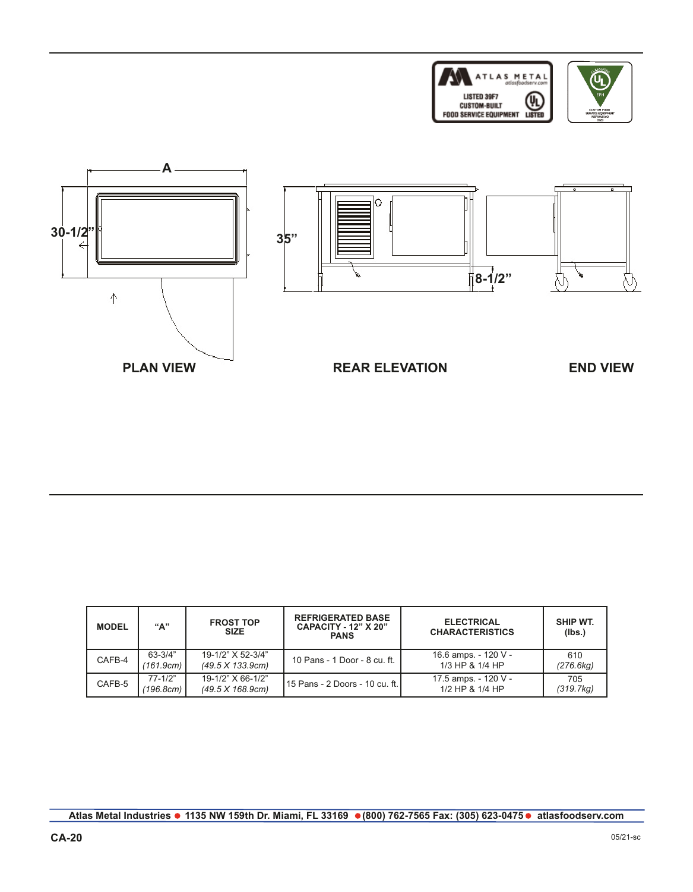A

30-1/2"

35"

8-1/2"

PLAN VIEW

REAR ELEVATION

END VIEW

| MODEL | "A" | FROST TOP SIZE | REFRIGERATED BASE CAPACITY - 12" X 20" PANS | ELECTRICAL CHARACTERISTICS | SHIP WT. (lbs.) |
|---|---|---|---|---|---|
| CAFB-4 | 63-3/4" *(161.9cm)* | 19-1/2" X 52-3/4" *(49.5 X 133.9cm)* | 10 Pans - 1 Door - 8 cu. ft. | 16.6 amps. - 120 V - 1/3 HP & 1/4 HP | 610 *(276.6kg)* |
| CAFB-5 | 77-1/2" *(196.8cm)* | 19-1/2" X 66-1/2" *(49.5 X 168.9cm)* | 15 Pans - 2 Doors - 10 cu. ft. | 17.5 amps. - 120 V - 1/2 HP & 1/4 HP | 705 *(319.7kg)* |

**Atlas Metal Industries ● 1135 NW 159th Dr. Miami, FL 33169 ● (800) 762-7565 Fax: (305) 623-0475 ● atlasfoodserv.com**

**CA-20**

05/21-sc